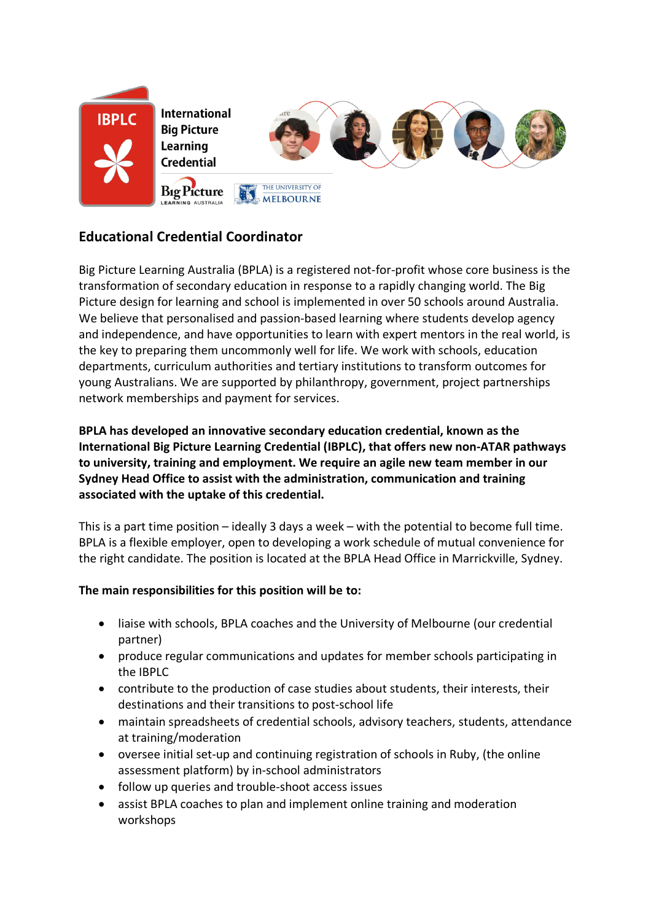IBPLC

International Big Picture Learning Credential

Big Picture Learning Australia

The University of Melbourne

## Educational Credential Coordinator

Big Picture Learning Australia (BPLA) is a registered not-for-profit whose core business is the transformation of secondary education in response to a rapidly changing world. The Big Picture design for learning and school is implemented in over 50 schools around Australia. We believe that personalised and passion-based learning where students develop agency and independence, and have opportunities to learn with expert mentors in the real world, is the key to preparing them uncommonly well for life. We work with schools, education departments, curriculum authorities and tertiary institutions to transform outcomes for young Australians. We are supported by philanthropy, government, project partnerships network memberships and payment for services.

**BPLA has developed an innovative secondary education credential, known as the International Big Picture Learning Credential (IBPLC), that offers new non-ATAR pathways to university, training and employment. We require an agile new team member in our Sydney Head Office to assist with the administration, communication and training associated with the uptake of this credential.**

This is a part time position – ideally 3 days a week – with the potential to become full time. BPLA is a flexible employer, open to developing a work schedule of mutual convenience for the right candidate. The position is located at the BPLA Head Office in Marrickville, Sydney.

**The main responsibilities for this position will be to:**

- liaise with schools, BPLA coaches and the University of Melbourne (our credential partner)
- produce regular communications and updates for member schools participating in the IBPLC
- contribute to the production of case studies about students, their interests, their destinations and their transitions to post-school life
- maintain spreadsheets of credential schools, advisory teachers, students, attendance at training/moderation
- oversee initial set-up and continuing registration of schools in Ruby, (the online assessment platform) by in-school administrators
- follow up queries and trouble-shoot access issues
- assist BPLA coaches to plan and implement online training and moderation workshops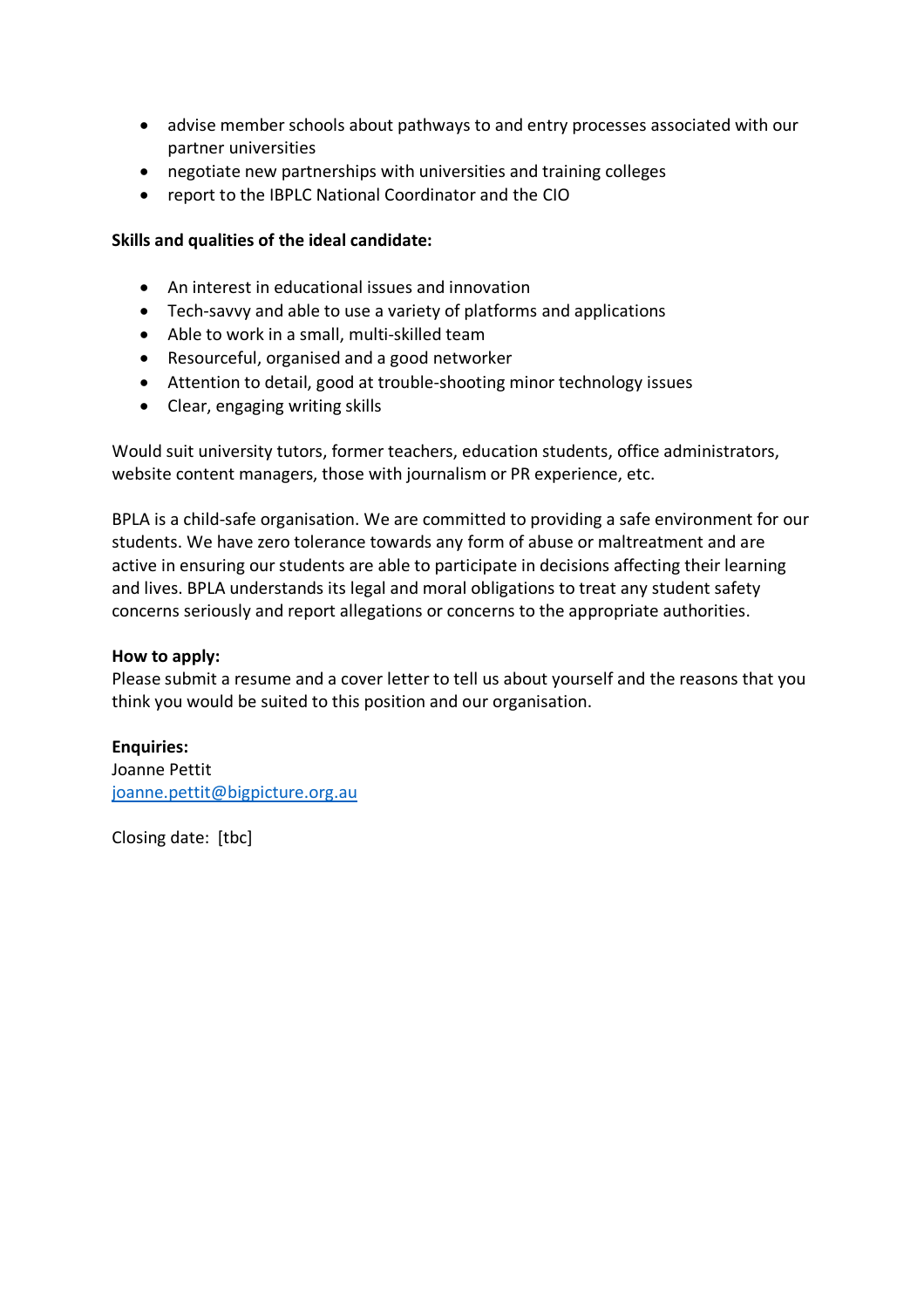- advise member schools about pathways to and entry processes associated with our partner universities
- negotiate new partnerships with universities and training colleges
- report to the IBPLC National Coordinator and the CIO

**Skills and qualities of the ideal candidate:**

- An interest in educational issues and innovation
- Tech-savvy and able to use a variety of platforms and applications
- Able to work in a small, multi-skilled team
- Resourceful, organised and a good networker
- Attention to detail, good at trouble-shooting minor technology issues
- Clear, engaging writing skills

Would suit university tutors, former teachers, education students, office administrators, website content managers, those with journalism or PR experience, etc.

BPLA is a child-safe organisation. We are committed to providing a safe environment for our students. We have zero tolerance towards any form of abuse or maltreatment and are active in ensuring our students are able to participate in decisions affecting their learning and lives. BPLA understands its legal and moral obligations to treat any student safety concerns seriously and report allegations or concerns to the appropriate authorities.

**How to apply:**
Please submit a resume and a cover letter to tell us about yourself and the reasons that you think you would be suited to this position and our organisation.

**Enquiries:**
Joanne Pettit
joanne.pettit@bigpicture.org.au

Closing date: [tbc]